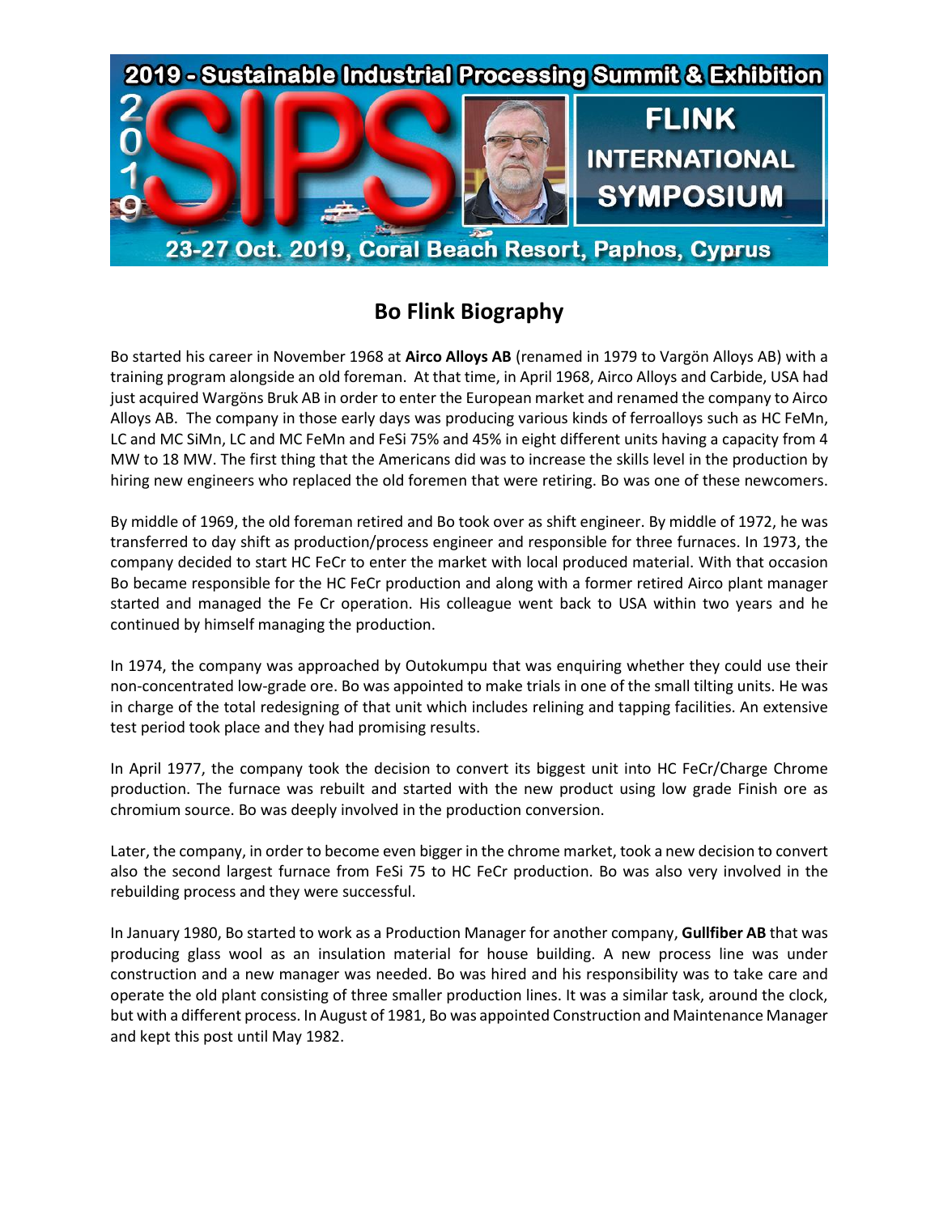2019 - Sustainable Industrial Processing Summit & Exhibition

FLINK INTERNATIONAL SYMPOSIUM

23-27 Oct. 2019, Coral Beach Resort, Paphos, Cyprus

# Bo Flink Biography

Bo started his career in November 1968 at **Airco Alloys AB** (renamed in 1979 to Vargön Alloys AB) with a training program alongside an old foreman. At that time, in April 1968, Airco Alloys and Carbide, USA had just acquired Wargöns Bruk AB in order to enter the European market and renamed the company to Airco Alloys AB. The company in those early days was producing various kinds of ferroalloys such as HC FeMn, LC and MC SiMn, LC and MC FeMn and FeSi 75% and 45% in eight different units having a capacity from 4 MW to 18 MW. The first thing that the Americans did was to increase the skills level in the production by hiring new engineers who replaced the old foremen that were retiring. Bo was one of these newcomers.

By middle of 1969, the old foreman retired and Bo took over as shift engineer. By middle of 1972, he was transferred to day shift as production/process engineer and responsible for three furnaces. In 1973, the company decided to start HC FeCr to enter the market with local produced material. With that occasion Bo became responsible for the HC FeCr production and along with a former retired Airco plant manager started and managed the Fe Cr operation. His colleague went back to USA within two years and he continued by himself managing the production.

In 1974, the company was approached by Outokumpu that was enquiring whether they could use their non-concentrated low-grade ore. Bo was appointed to make trials in one of the small tilting units. He was in charge of the total redesigning of that unit which includes relining and tapping facilities. An extensive test period took place and they had promising results.

In April 1977, the company took the decision to convert its biggest unit into HC FeCr/Charge Chrome production. The furnace was rebuilt and started with the new product using low grade Finish ore as chromium source. Bo was deeply involved in the production conversion.

Later, the company, in order to become even bigger in the chrome market, took a new decision to convert also the second largest furnace from FeSi 75 to HC FeCr production. Bo was also very involved in the rebuilding process and they were successful.

In January 1980, Bo started to work as a Production Manager for another company, **Gullfiber AB** that was producing glass wool as an insulation material for house building. A new process line was under construction and a new manager was needed. Bo was hired and his responsibility was to take care and operate the old plant consisting of three smaller production lines. It was a similar task, around the clock, but with a different process. In August of 1981, Bo was appointed Construction and Maintenance Manager and kept this post until May 1982.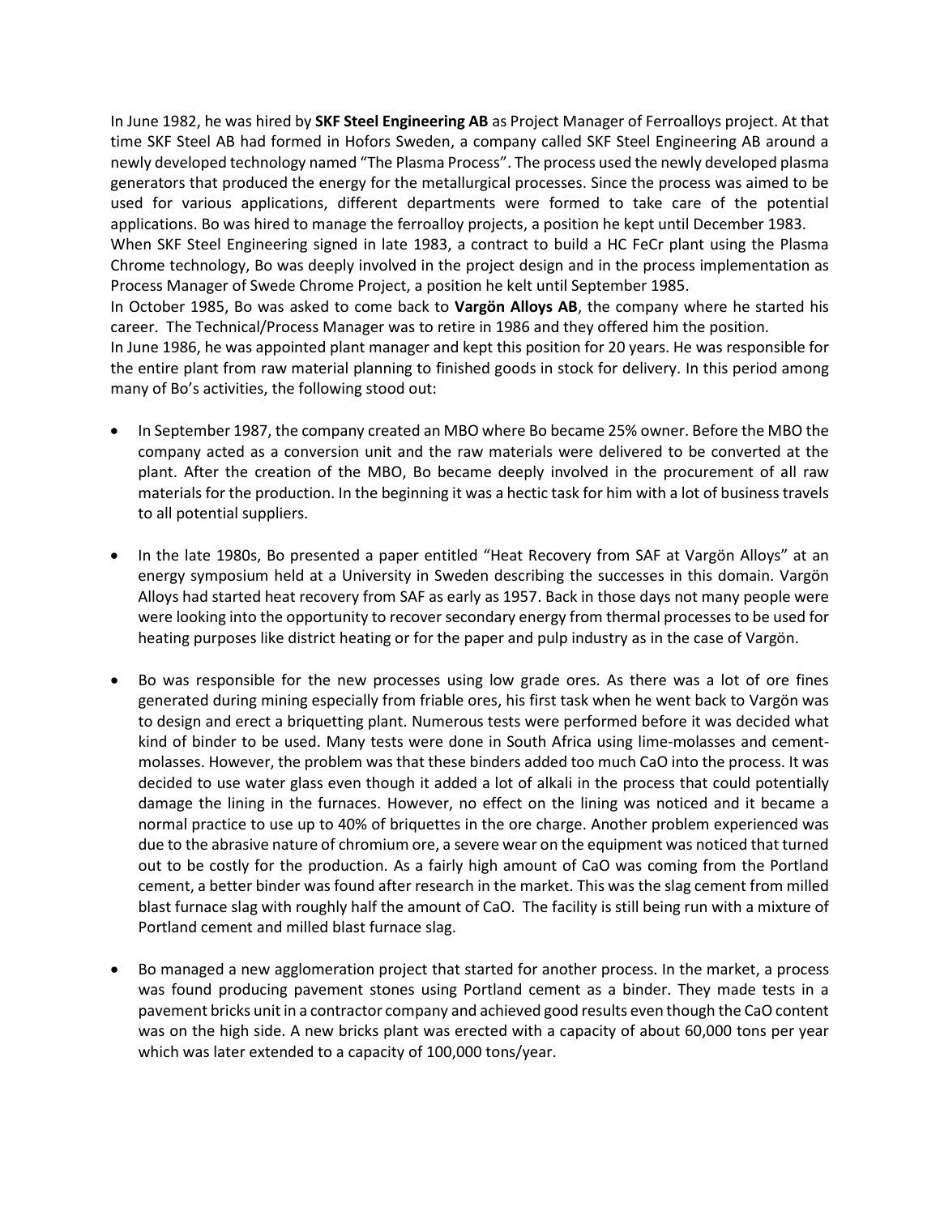In June 1982, he was hired by **SKF Steel Engineering AB** as Project Manager of Ferroalloys project. At that time SKF Steel AB had formed in Hofors Sweden, a company called SKF Steel Engineering AB around a newly developed technology named "The Plasma Process". The process used the newly developed plasma generators that produced the energy for the metallurgical processes. Since the process was aimed to be used for various applications, different departments were formed to take care of the potential applications. Bo was hired to manage the ferroalloy projects, a position he kept until December 1983.

When SKF Steel Engineering signed in late 1983, a contract to build a HC FeCr plant using the Plasma Chrome technology, Bo was deeply involved in the project design and in the process implementation as Process Manager of Swede Chrome Project, a position he kelt until September 1985.

In October 1985, Bo was asked to come back to **Vargön Alloys AB**, the company where he started his career. The Technical/Process Manager was to retire in 1986 and they offered him the position.

In June 1986, he was appointed plant manager and kept this position for 20 years. He was responsible for the entire plant from raw material planning to finished goods in stock for delivery. In this period among many of Bo's activities, the following stood out:

- In September 1987, the company created an MBO where Bo became 25% owner. Before the MBO the company acted as a conversion unit and the raw materials were delivered to be converted at the plant. After the creation of the MBO, Bo became deeply involved in the procurement of all raw materials for the production. In the beginning it was a hectic task for him with a lot of business travels to all potential suppliers.

- In the late 1980s, Bo presented a paper entitled "Heat Recovery from SAF at Vargön Alloys" at an energy symposium held at a University in Sweden describing the successes in this domain. Vargön Alloys had started heat recovery from SAF as early as 1957. Back in those days not many people were were looking into the opportunity to recover secondary energy from thermal processes to be used for heating purposes like district heating or for the paper and pulp industry as in the case of Vargön.

- Bo was responsible for the new processes using low grade ores. As there was a lot of ore fines generated during mining especially from friable ores, his first task when he went back to Vargön was to design and erect a briquetting plant. Numerous tests were performed before it was decided what kind of binder to be used. Many tests were done in South Africa using lime-molasses and cement-molasses. However, the problem was that these binders added too much CaO into the process. It was decided to use water glass even though it added a lot of alkali in the process that could potentially damage the lining in the furnaces. However, no effect on the lining was noticed and it became a normal practice to use up to 40% of briquettes in the ore charge. Another problem experienced was due to the abrasive nature of chromium ore, a severe wear on the equipment was noticed that turned out to be costly for the production. As a fairly high amount of CaO was coming from the Portland cement, a better binder was found after research in the market. This was the slag cement from milled blast furnace slag with roughly half the amount of CaO. The facility is still being run with a mixture of Portland cement and milled blast furnace slag.

- Bo managed a new agglomeration project that started for another process. In the market, a process was found producing pavement stones using Portland cement as a binder. They made tests in a pavement bricks unit in a contractor company and achieved good results even though the CaO content was on the high side. A new bricks plant was erected with a capacity of about 60,000 tons per year which was later extended to a capacity of 100,000 tons/year.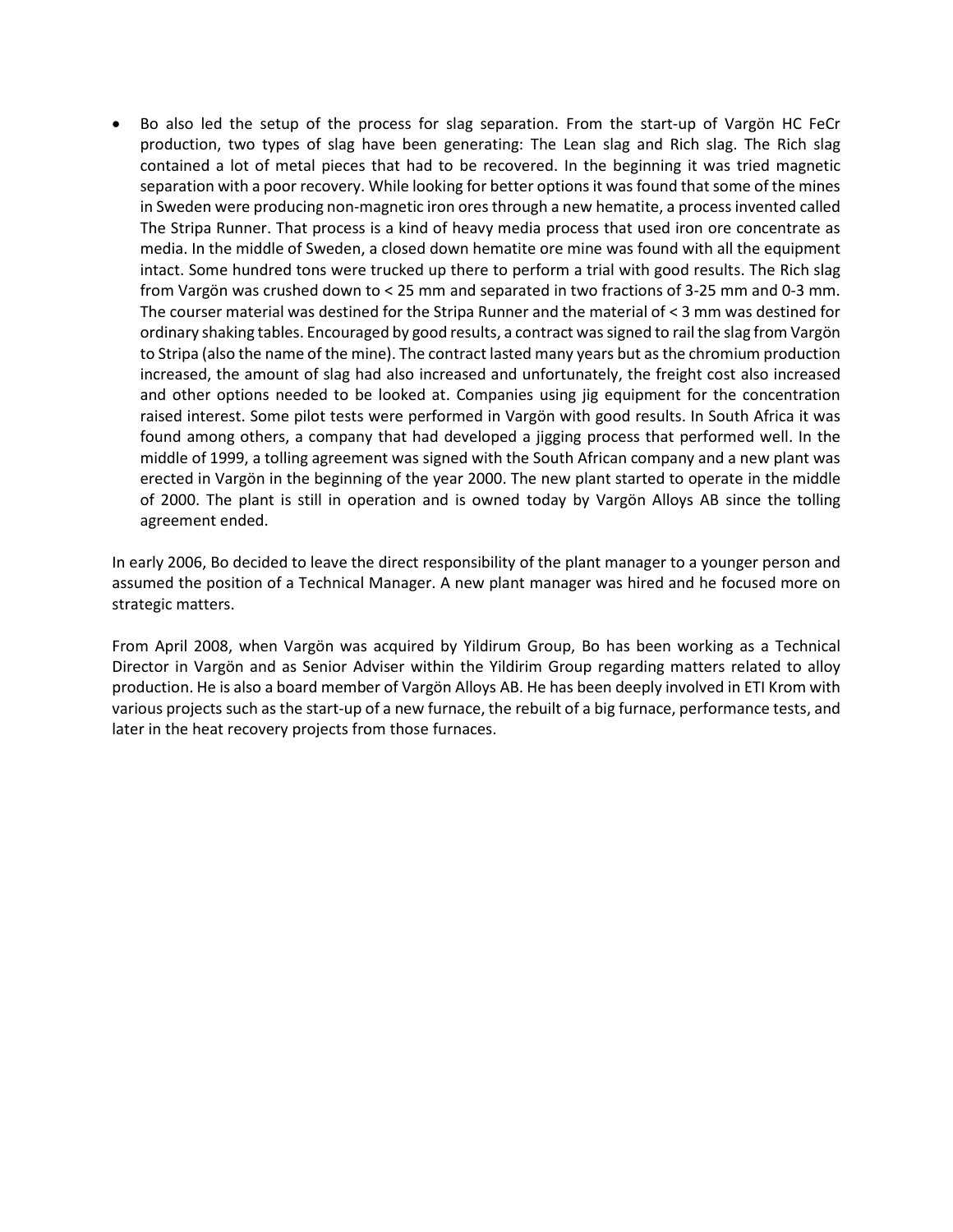- Bo also led the setup of the process for slag separation. From the start-up of Vargön HC FeCr production, two types of slag have been generating: The Lean slag and Rich slag. The Rich slag contained a lot of metal pieces that had to be recovered. In the beginning it was tried magnetic separation with a poor recovery. While looking for better options it was found that some of the mines in Sweden were producing non-magnetic iron ores through a new hematite, a process invented called The Stripa Runner. That process is a kind of heavy media process that used iron ore concentrate as media. In the middle of Sweden, a closed down hematite ore mine was found with all the equipment intact. Some hundred tons were trucked up there to perform a trial with good results. The Rich slag from Vargön was crushed down to < 25 mm and separated in two fractions of 3-25 mm and 0-3 mm. The courser material was destined for the Stripa Runner and the material of < 3 mm was destined for ordinary shaking tables. Encouraged by good results, a contract was signed to rail the slag from Vargön to Stripa (also the name of the mine). The contract lasted many years but as the chromium production increased, the amount of slag had also increased and unfortunately, the freight cost also increased and other options needed to be looked at. Companies using jig equipment for the concentration raised interest. Some pilot tests were performed in Vargön with good results. In South Africa it was found among others, a company that had developed a jigging process that performed well. In the middle of 1999, a tolling agreement was signed with the South African company and a new plant was erected in Vargön in the beginning of the year 2000. The new plant started to operate in the middle of 2000. The plant is still in operation and is owned today by Vargön Alloys AB since the tolling agreement ended.

In early 2006, Bo decided to leave the direct responsibility of the plant manager to a younger person and assumed the position of a Technical Manager. A new plant manager was hired and he focused more on strategic matters.

From April 2008, when Vargön was acquired by Yildirum Group, Bo has been working as a Technical Director in Vargön and as Senior Adviser within the Yildirim Group regarding matters related to alloy production. He is also a board member of Vargön Alloys AB. He has been deeply involved in ETI Krom with various projects such as the start-up of a new furnace, the rebuilt of a big furnace, performance tests, and later in the heat recovery projects from those furnaces.